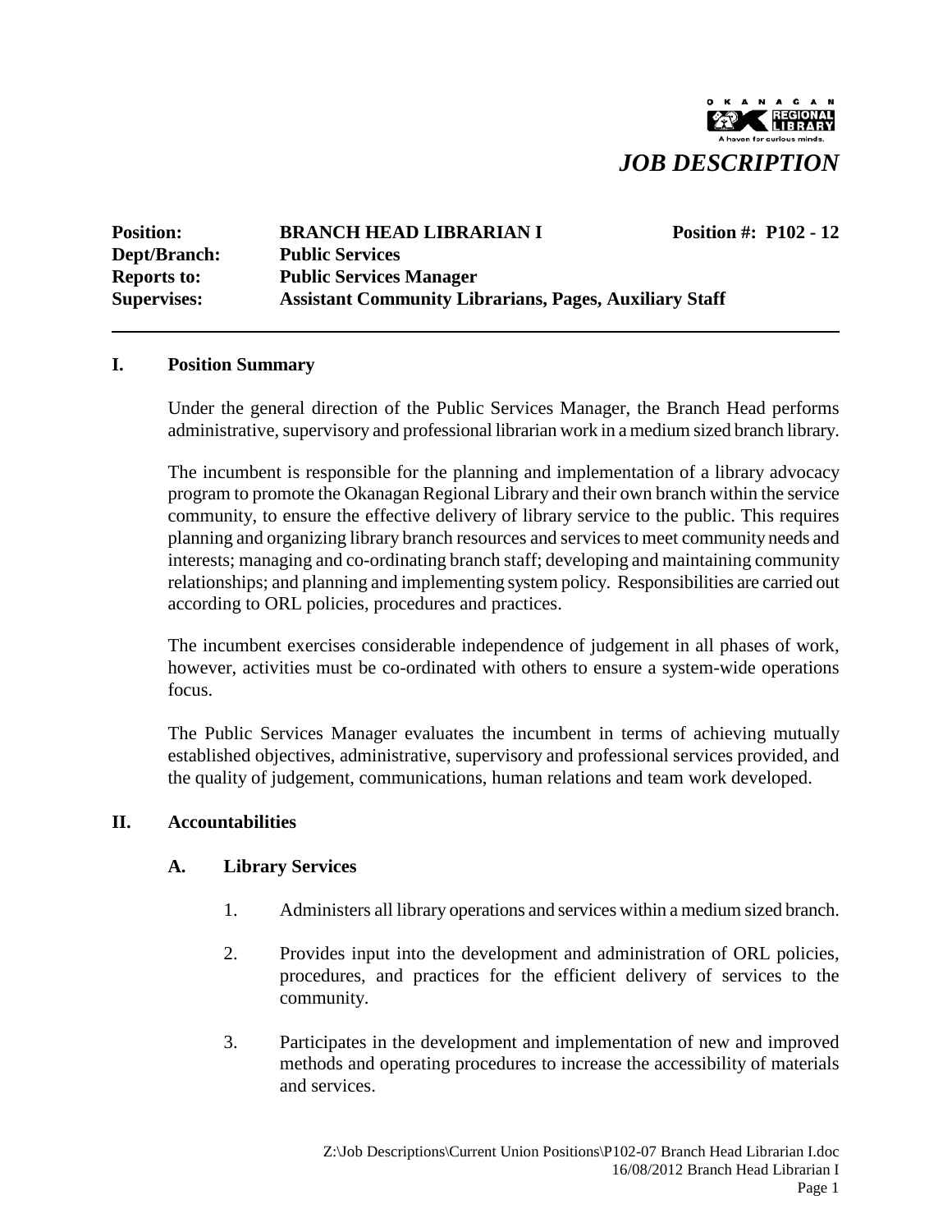# JOB DESCRIPTION

| | | |
|---|---|---|
| **Position:** | **BRANCH HEAD LIBRARIAN I** | **Position #: P102 - 12** |
| **Dept/Branch:** | **Public Services** | |
| **Reports to:** | **Public Services Manager** | |
| **Supervises:** | **Assistant Community Librarians, Pages, Auxiliary Staff** | |

---

## I. Position Summary

Under the general direction of the Public Services Manager, the Branch Head performs administrative, supervisory and professional librarian work in a medium sized branch library.

The incumbent is responsible for the planning and implementation of a library advocacy program to promote the Okanagan Regional Library and their own branch within the service community, to ensure the effective delivery of library service to the public. This requires planning and organizing library branch resources and services to meet community needs and interests; managing and co-ordinating branch staff; developing and maintaining community relationships; and planning and implementing system policy. Responsibilities are carried out according to ORL policies, procedures and practices.

The incumbent exercises considerable independence of judgement in all phases of work, however, activities must be co-ordinated with others to ensure a system-wide operations focus.

The Public Services Manager evaluates the incumbent in terms of achieving mutually established objectives, administrative, supervisory and professional services provided, and the quality of judgement, communications, human relations and team work developed.

## II. Accountabilities

### A. Library Services

1. Administers all library operations and services within a medium sized branch.

2. Provides input into the development and administration of ORL policies, procedures, and practices for the efficient delivery of services to the community.

3. Participates in the development and implementation of new and improved methods and operating procedures to increase the accessibility of materials and services.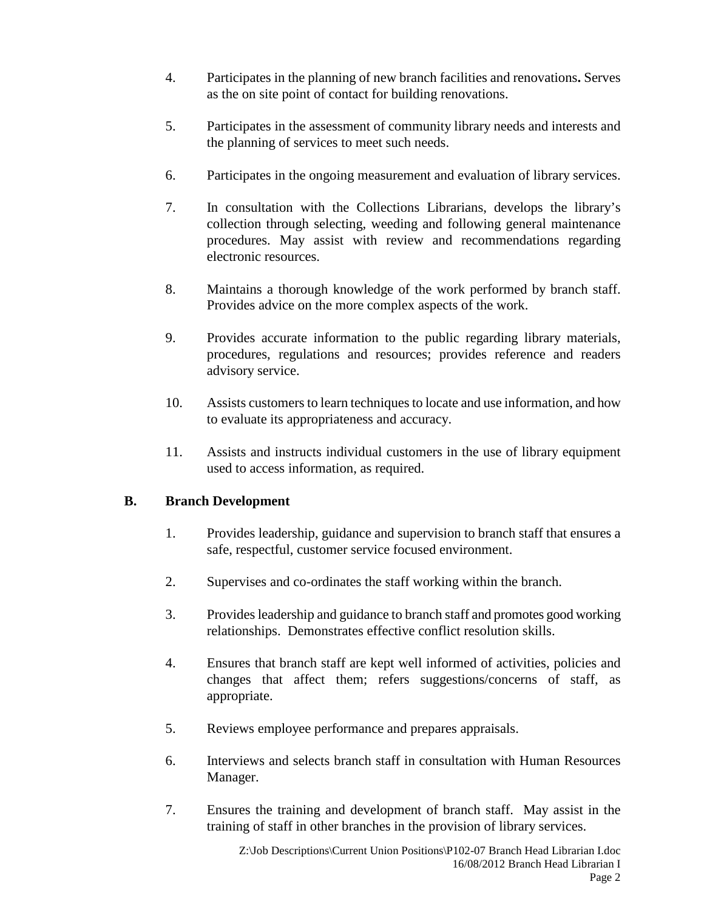4. Participates in the planning of new branch facilities and renovations**.** Serves as the on site point of contact for building renovations.

5. Participates in the assessment of community library needs and interests and the planning of services to meet such needs.

6. Participates in the ongoing measurement and evaluation of library services.

7. In consultation with the Collections Librarians, develops the library's collection through selecting, weeding and following general maintenance procedures. May assist with review and recommendations regarding electronic resources.

8. Maintains a thorough knowledge of the work performed by branch staff. Provides advice on the more complex aspects of the work.

9. Provides accurate information to the public regarding library materials, procedures, regulations and resources; provides reference and readers advisory service.

10. Assists customers to learn techniques to locate and use information, and how to evaluate its appropriateness and accuracy.

11. Assists and instructs individual customers in the use of library equipment used to access information, as required.

**B. Branch Development**

1. Provides leadership, guidance and supervision to branch staff that ensures a safe, respectful, customer service focused environment.

2. Supervises and co-ordinates the staff working within the branch.

3. Provides leadership and guidance to branch staff and promotes good working relationships. Demonstrates effective conflict resolution skills.

4. Ensures that branch staff are kept well informed of activities, policies and changes that affect them; refers suggestions/concerns of staff, as appropriate.

5. Reviews employee performance and prepares appraisals.

6. Interviews and selects branch staff in consultation with Human Resources Manager.

7. Ensures the training and development of branch staff. May assist in the training of staff in other branches in the provision of library services.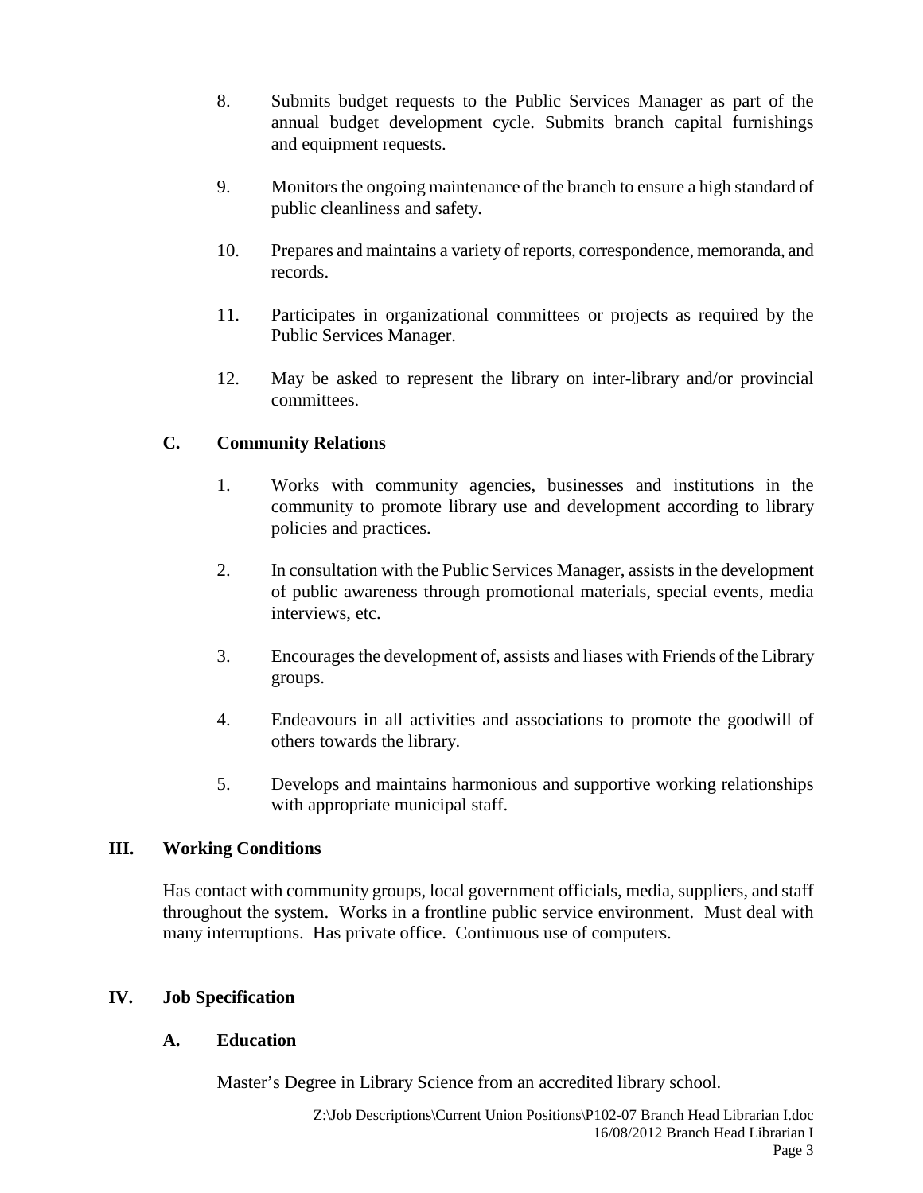8. Submits budget requests to the Public Services Manager as part of the annual budget development cycle. Submits branch capital furnishings and equipment requests.

9. Monitors the ongoing maintenance of the branch to ensure a high standard of public cleanliness and safety.

10. Prepares and maintains a variety of reports, correspondence, memoranda, and records.

11. Participates in organizational committees or projects as required by the Public Services Manager.

12. May be asked to represent the library on inter-library and/or provincial committees.

### C. Community Relations

1. Works with community agencies, businesses and institutions in the community to promote library use and development according to library policies and practices.

2. In consultation with the Public Services Manager, assists in the development of public awareness through promotional materials, special events, media interviews, etc.

3. Encourages the development of, assists and liases with Friends of the Library groups.

4. Endeavours in all activities and associations to promote the goodwill of others towards the library.

5. Develops and maintains harmonious and supportive working relationships with appropriate municipal staff.

## III. Working Conditions

Has contact with community groups, local government officials, media, suppliers, and staff throughout the system. Works in a frontline public service environment. Must deal with many interruptions. Has private office. Continuous use of computers.

## IV. Job Specification

### A. Education

Master's Degree in Library Science from an accredited library school.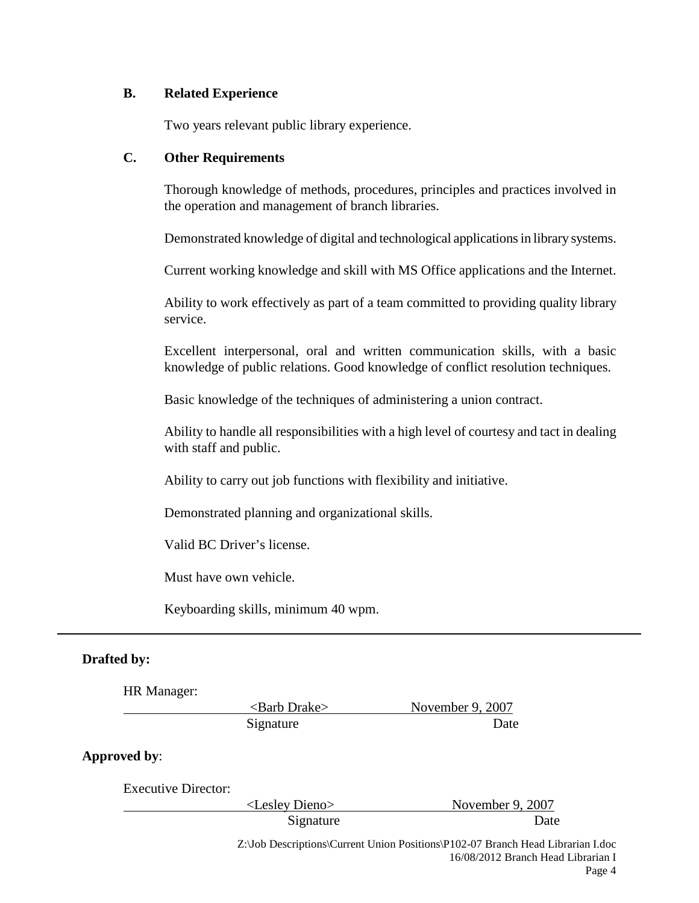### B. Related Experience

Two years relevant public library experience.

### C. Other Requirements

Thorough knowledge of methods, procedures, principles and practices involved in the operation and management of branch libraries.

Demonstrated knowledge of digital and technological applications in library systems.

Current working knowledge and skill with MS Office applications and the Internet.

Ability to work effectively as part of a team committed to providing quality library service.

Excellent interpersonal, oral and written communication skills, with a basic knowledge of public relations. Good knowledge of conflict resolution techniques.

Basic knowledge of the techniques of administering a union contract.

Ability to handle all responsibilities with a high level of courtesy and tact in dealing with staff and public.

Ability to carry out job functions with flexibility and initiative.

Demonstrated planning and organizational skills.

Valid BC Driver's license.

Must have own vehicle.

Keyboarding skills, minimum 40 wpm.

---

**Drafted by:**

HR Manager:

| <Barb Drake> | November 9, 2007 |
|---|---|
| Signature | Date |

**Approved by**:

Executive Director:

| <Lesley Dieno> | November 9, 2007 |
|---|---|
| Signature | Date |

Z:\Job Descriptions\Current Union Positions\P102-07 Branch Head Librarian I.doc
16/08/2012 Branch Head Librarian I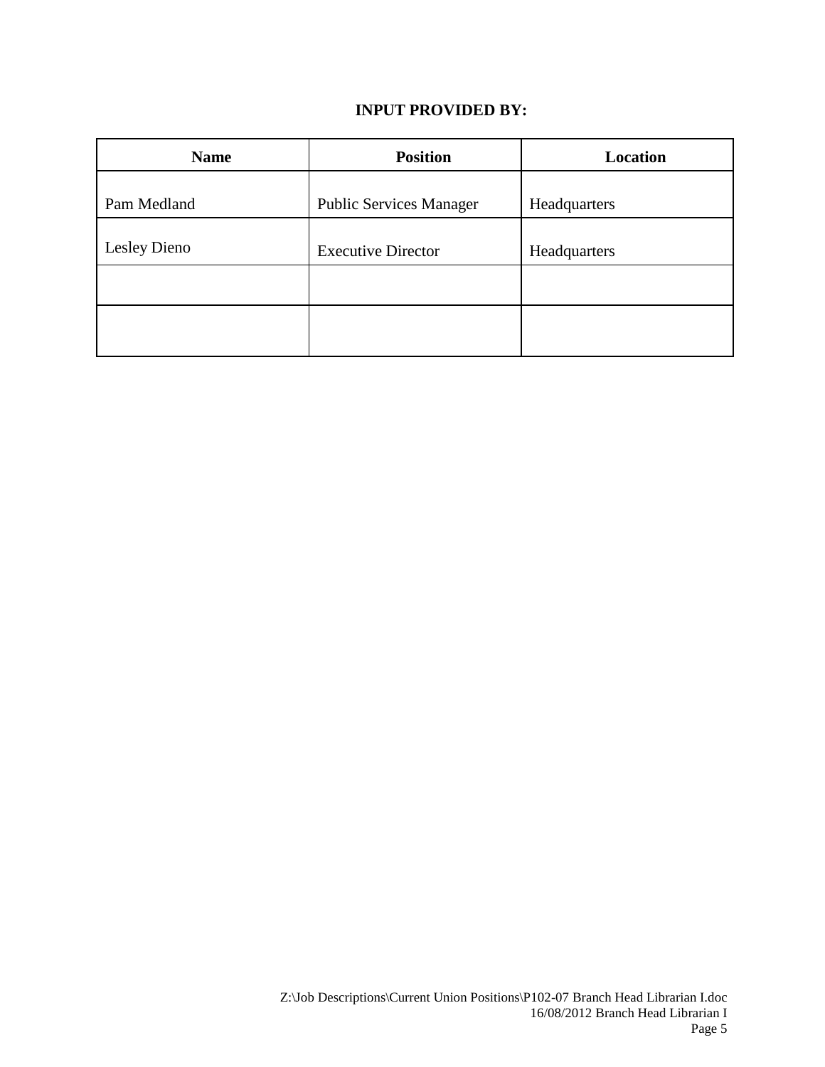**INPUT PROVIDED BY:**

| Name | Position | Location |
|---|---|---|
| Pam Medland | Public Services Manager | Headquarters |
| Lesley Dieno | Executive Director | Headquarters |
| | | |
| | | |

Z:\Job Descriptions\Current Union Positions\P102-07 Branch Head Librarian I.doc
16/08/2012 Branch Head Librarian I